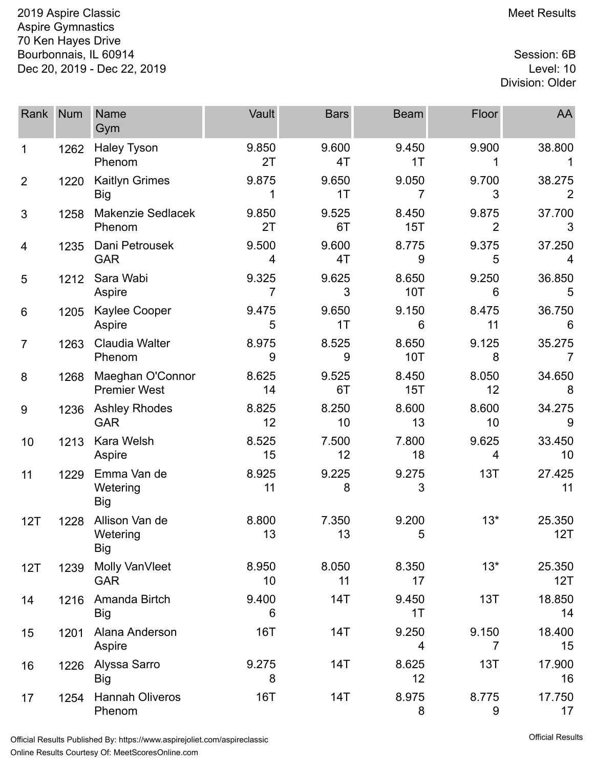2019 Aspire Classic
Aspire Gymnastics
70 Ken Hayes Drive
Bourbonnais, IL 60914
Dec 20, 2019 - Dec 22, 2019

Meet Results

Session: 6B
Level: 10
Division: Older

| Rank | Num | Name<br>Gym | Vault | Bars | Beam | Floor | AA |
|---|---|---|---|---|---|---|---|
| 1 | 1262 | Haley Tyson<br>Phenom | 9.850<br>2T | 9.600<br>4T | 9.450<br>1T | 9.900<br>1 | 38.800<br>1 |
| 2 | 1220 | Kaitlyn Grimes<br>Big | 9.875<br>1 | 9.650<br>1T | 9.050<br>7 | 9.700<br>3 | 38.275<br>2 |
| 3 | 1258 | Makenzie Sedlacek<br>Phenom | 9.850<br>2T | 9.525<br>6T | 8.450<br>15T | 9.875<br>2 | 37.700<br>3 |
| 4 | 1235 | Dani Petrousek<br>GAR | 9.500<br>4 | 9.600<br>4T | 8.775<br>9 | 9.375<br>5 | 37.250<br>4 |
| 5 | 1212 | Sara Wabi<br>Aspire | 9.325<br>7 | 9.625<br>3 | 8.650<br>10T | 9.250<br>6 | 36.850<br>5 |
| 6 | 1205 | Kaylee Cooper<br>Aspire | 9.475<br>5 | 9.650<br>1T | 9.150<br>6 | 8.475<br>11 | 36.750<br>6 |
| 7 | 1263 | Claudia Walter<br>Phenom | 8.975<br>9 | 8.525<br>9 | 8.650<br>10T | 9.125<br>8 | 35.275<br>7 |
| 8 | 1268 | Maeghan O'Connor<br>Premier West | 8.625<br>14 | 9.525<br>6T | 8.450<br>15T | 8.050<br>12 | 34.650<br>8 |
| 9 | 1236 | Ashley Rhodes<br>GAR | 8.825<br>12 | 8.250<br>10 | 8.600<br>13 | 8.600<br>10 | 34.275<br>9 |
| 10 | 1213 | Kara Welsh<br>Aspire | 8.525<br>15 | 7.500<br>12 | 7.800<br>18 | 9.625<br>4 | 33.450<br>10 |
| 11 | 1229 | Emma Van de Wetering<br>Big | 8.925<br>11 | 9.225<br>8 | 9.275<br>3 | 13T | 27.425<br>11 |
| 12T | 1228 | Allison Van de Wetering<br>Big | 8.800<br>13 | 7.350<br>13 | 9.200<br>5 | 13* | 25.350<br>12T |
| 12T | 1239 | Molly VanVleet<br>GAR | 8.950<br>10 | 8.050<br>11 | 8.350<br>17 | 13* | 25.350<br>12T |
| 14 | 1216 | Amanda Birtch<br>Big | 9.400<br>6 | 14T | 9.450<br>1T | 13T | 18.850<br>14 |
| 15 | 1201 | Alana Anderson<br>Aspire | 16T | 14T | 9.250<br>4 | 9.150<br>7 | 18.400<br>15 |
| 16 | 1226 | Alyssa Sarro<br>Big | 9.275<br>8 | 14T | 8.625<br>12 | 13T | 17.900<br>16 |
| 17 | 1254 | Hannah Oliveros<br>Phenom | 16T | 14T | 8.975<br>8 | 8.775<br>9 | 17.750<br>17 |

Official Results Published By: https://www.aspirejoliet.com/aspireclassic
Online Results Courtesy Of: MeetScoresOnline.com

Official Results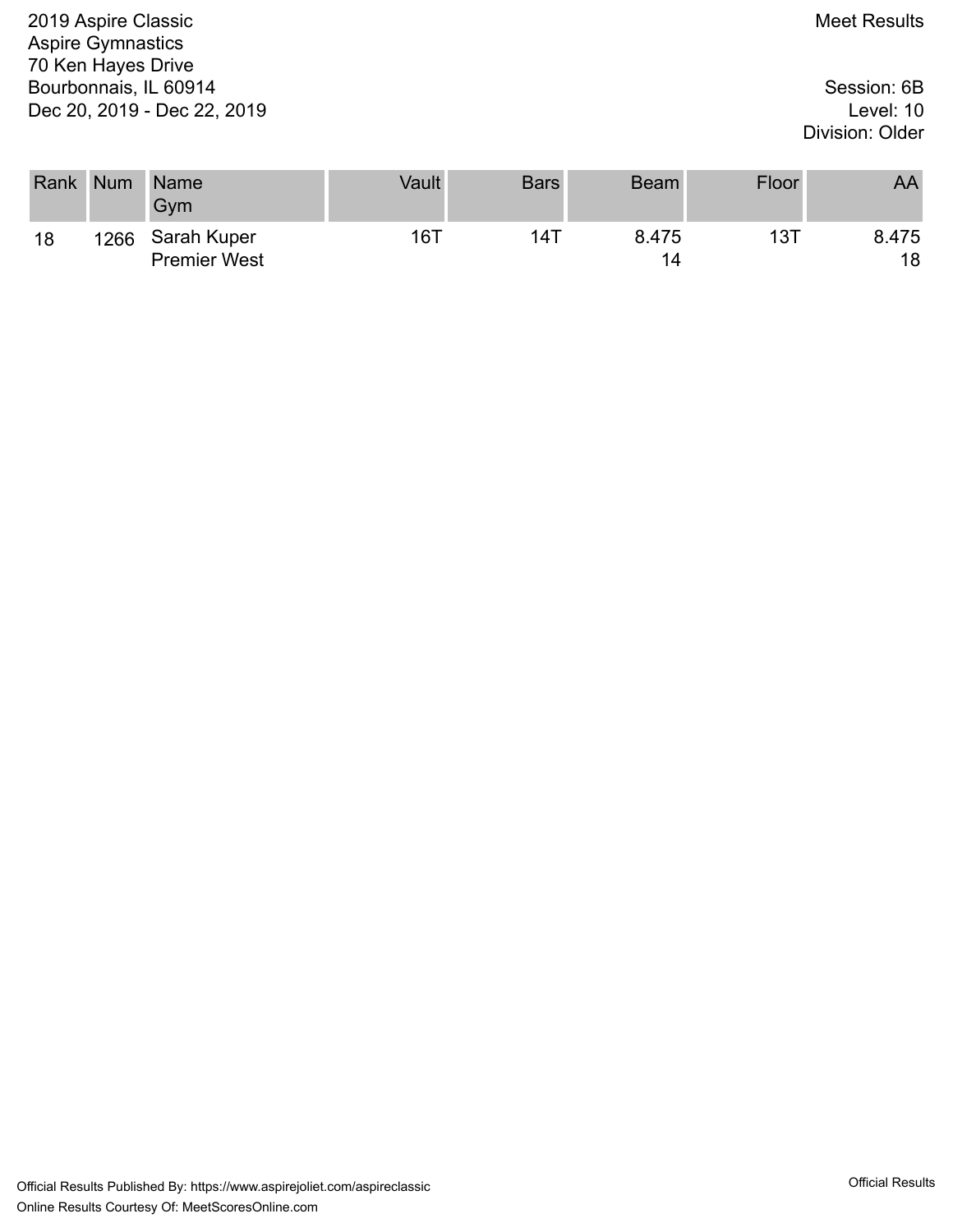2019 Aspire Classic
Aspire Gymnastics
70 Ken Hayes Drive
Bourbonnais, IL 60914
Dec 20, 2019 - Dec 22, 2019

Meet Results

Session: 6B
Level: 10
Division: Older

| Rank | Num | Name<br>Gym | Vault | Bars | Beam | Floor | AA |
|---|---|---|---|---|---|---|---|
| 18 | 1266 | Sarah Kuper<br>Premier West | 16T | 14T | 8.475<br>14 | 13T | 8.475<br>18 |

Official Results Published By: https://www.aspirejoliet.com/aspireclassic

Online Results Courtesy Of: MeetScoresOnline.com

Official Results